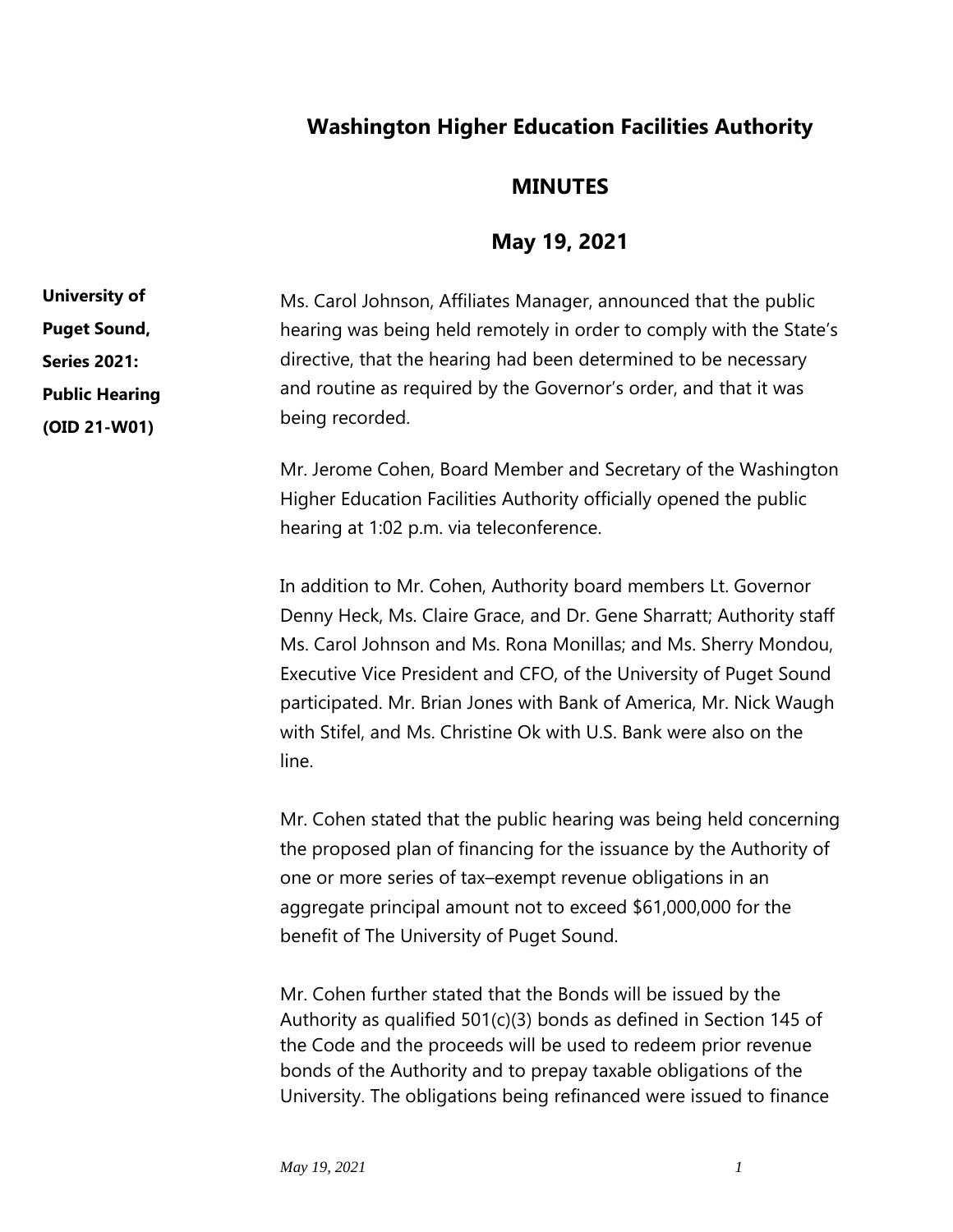# Washington Higher Education Facilities Authority

## MINUTES

## May 19, 2021

**University of Puget Sound, Series 2021: Public Hearing (OID 21-W01)**

Ms. Carol Johnson, Affiliates Manager, announced that the public hearing was being held remotely in order to comply with the State's directive, that the hearing had been determined to be necessary and routine as required by the Governor's order, and that it was being recorded.

Mr. Jerome Cohen, Board Member and Secretary of the Washington Higher Education Facilities Authority officially opened the public hearing at 1:02 p.m. via teleconference.

In addition to Mr. Cohen, Authority board members Lt. Governor Denny Heck, Ms. Claire Grace, and Dr. Gene Sharratt; Authority staff Ms. Carol Johnson and Ms. Rona Monillas; and Ms. Sherry Mondou, Executive Vice President and CFO, of the University of Puget Sound participated. Mr. Brian Jones with Bank of America, Mr. Nick Waugh with Stifel, and Ms. Christine Ok with U.S. Bank were also on the line.

Mr. Cohen stated that the public hearing was being held concerning the proposed plan of financing for the issuance by the Authority of one or more series of tax–exempt revenue obligations in an aggregate principal amount not to exceed $61,000,000 for the benefit of The University of Puget Sound.

Mr. Cohen further stated that the Bonds will be issued by the Authority as qualified 501(c)(3) bonds as defined in Section 145 of the Code and the proceeds will be used to redeem prior revenue bonds of the Authority and to prepay taxable obligations of the University. The obligations being refinanced were issued to finance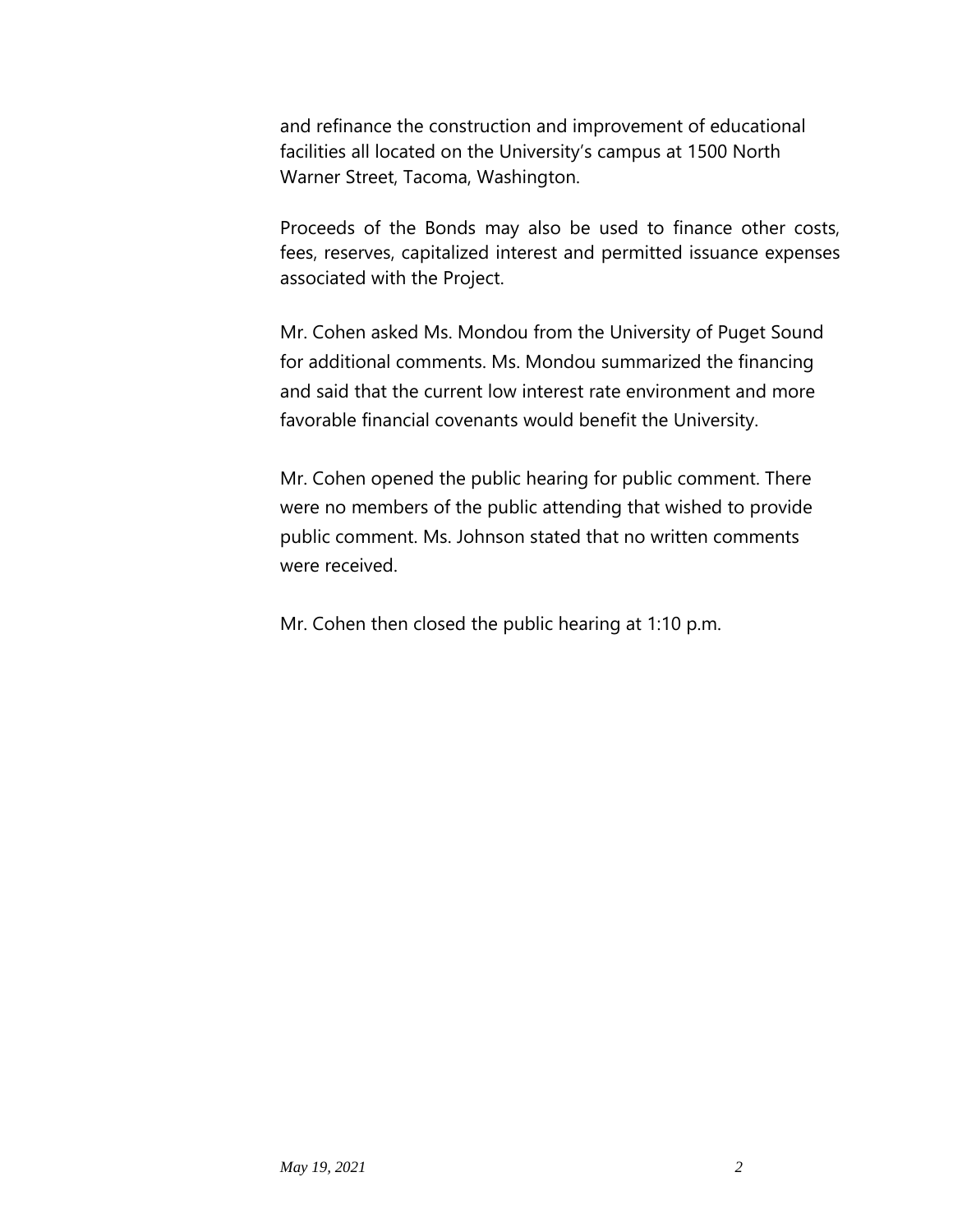and refinance the construction and improvement of educational facilities all located on the University's campus at 1500 North Warner Street, Tacoma, Washington.

Proceeds of the Bonds may also be used to finance other costs, fees, reserves, capitalized interest and permitted issuance expenses associated with the Project.

Mr. Cohen asked Ms. Mondou from the University of Puget Sound for additional comments. Ms. Mondou summarized the financing and said that the current low interest rate environment and more favorable financial covenants would benefit the University.

Mr. Cohen opened the public hearing for public comment. There were no members of the public attending that wished to provide public comment. Ms. Johnson stated that no written comments were received.

Mr. Cohen then closed the public hearing at 1:10 p.m.